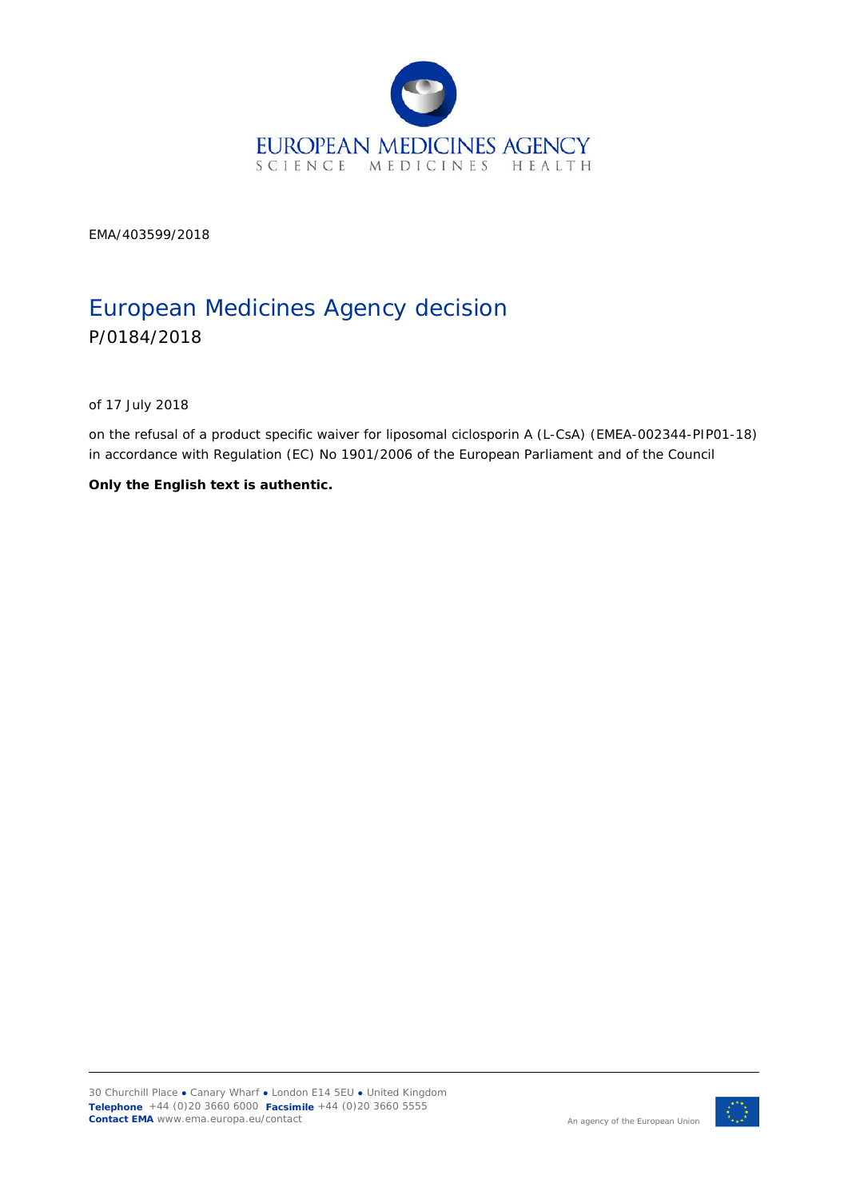EMA/403599/2018

# European Medicines Agency decision

P/0184/2018

of 17 July 2018

on the refusal of a product specific waiver for liposomal ciclosporin A (L-CsA) (EMEA-002344-PIP01-18) in accordance with Regulation (EC) No 1901/2006 of the European Parliament and of the Council

**Only the English text is authentic.**

30 Churchill Place ● Canary Wharf ● London E14 5EU ● United Kingdom
**Telephone** +44 (0)20 3660 6000 **Facsimile** +44 (0)20 3660 5555
**Contact EMA** www.ema.europa.eu/contact

An agency of the European Union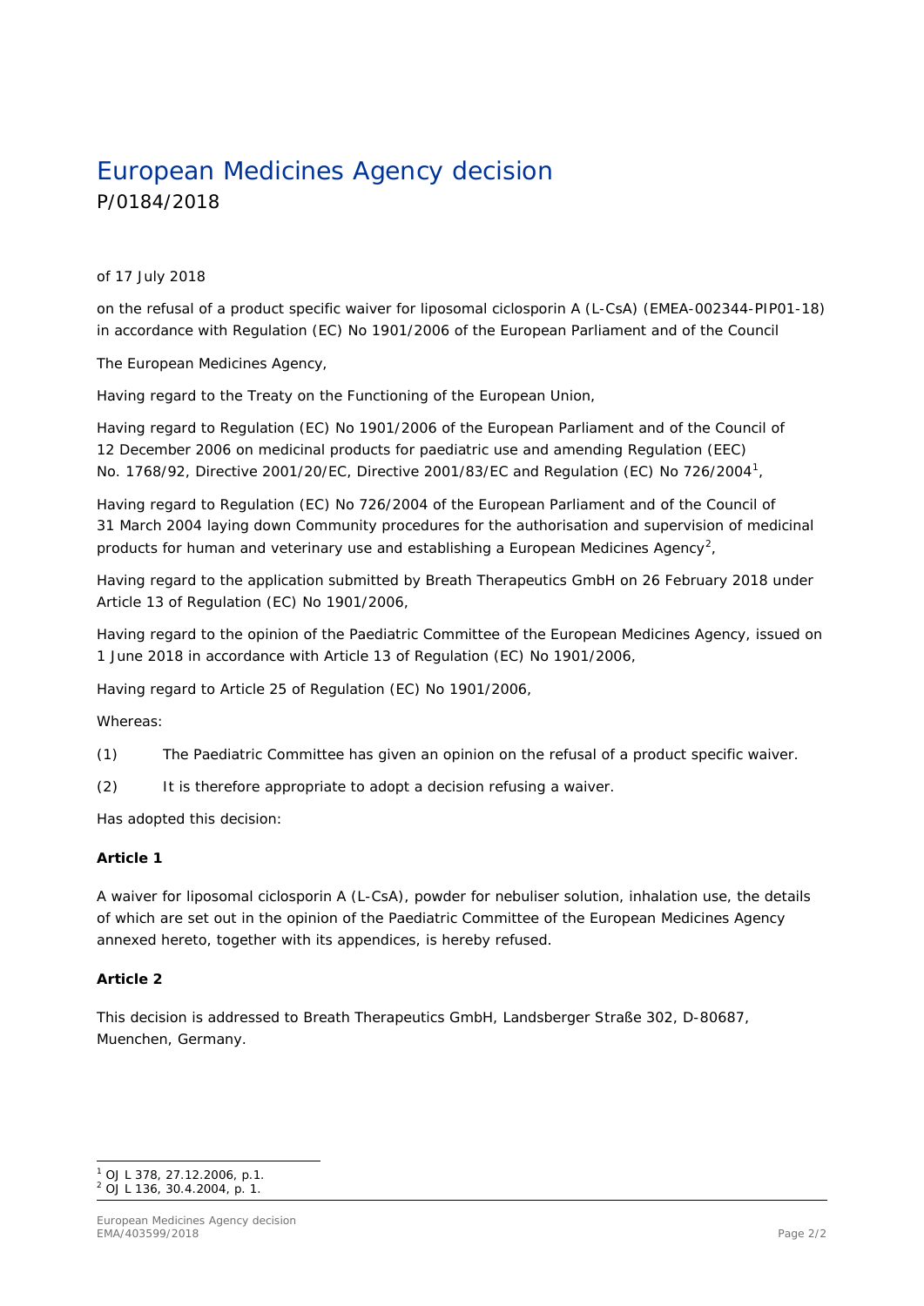# European Medicines Agency decision

P/0184/2018

of 17 July 2018

on the refusal of a product specific waiver for liposomal ciclosporin A (L-CsA) (EMEA-002344-PIP01-18) in accordance with Regulation (EC) No 1901/2006 of the European Parliament and of the Council

The European Medicines Agency,

Having regard to the Treaty on the Functioning of the European Union,

Having regard to Regulation (EC) No 1901/2006 of the European Parliament and of the Council of 12 December 2006 on medicinal products for paediatric use and amending Regulation (EEC) No. 1768/92, Directive 2001/20/EC, Directive 2001/83/EC and Regulation (EC) No 726/2004[1],

Having regard to Regulation (EC) No 726/2004 of the European Parliament and of the Council of 31 March 2004 laying down Community procedures for the authorisation and supervision of medicinal products for human and veterinary use and establishing a European Medicines Agency[2],

Having regard to the application submitted by Breath Therapeutics GmbH on 26 February 2018 under Article 13 of Regulation (EC) No 1901/2006,

Having regard to the opinion of the Paediatric Committee of the European Medicines Agency, issued on 1 June 2018 in accordance with Article 13 of Regulation (EC) No 1901/2006,

Having regard to Article 25 of Regulation (EC) No 1901/2006,

Whereas:

(1) The Paediatric Committee has given an opinion on the refusal of a product specific waiver.

(2) It is therefore appropriate to adopt a decision refusing a waiver.

Has adopted this decision:

**Article 1**

A waiver for liposomal ciclosporin A (L-CsA), powder for nebuliser solution, inhalation use, the details of which are set out in the opinion of the Paediatric Committee of the European Medicines Agency annexed hereto, together with its appendices, is hereby refused.

**Article 2**

This decision is addressed to Breath Therapeutics GmbH, Landsberger Straße 302, D-80687, Muenchen, Germany.

[1] OJ L 378, 27.12.2006, p.1.
[2] OJ L 136, 30.4.2004, p. 1.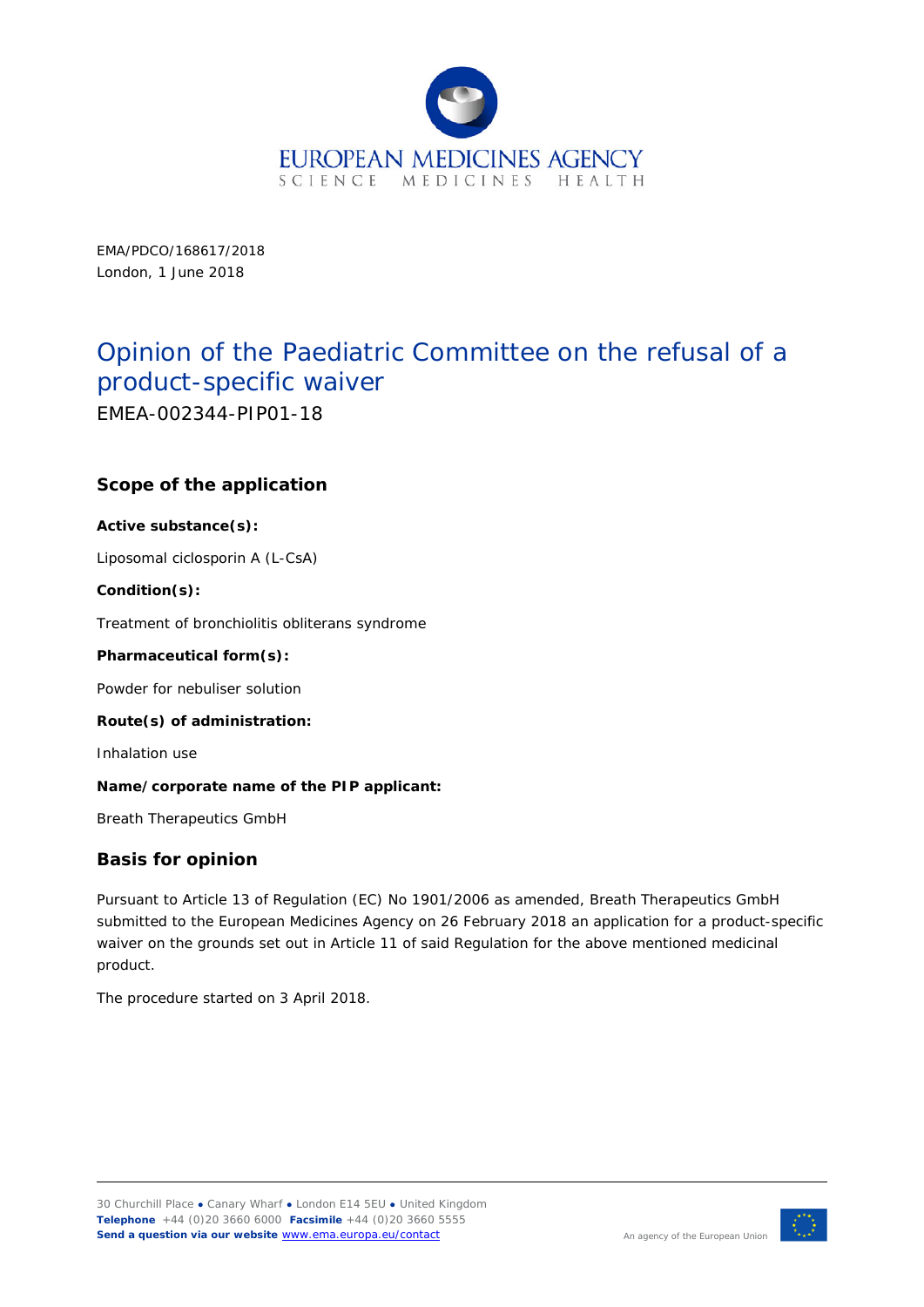EMA/PDCO/168617/2018
London, 1 June 2018

# Opinion of the Paediatric Committee on the refusal of a product-specific waiver

EMEA-002344-PIP01-18

## Scope of the application

**Active substance(s):**

Liposomal ciclosporin A (L-CsA)

**Condition(s):**

Treatment of bronchiolitis obliterans syndrome

**Pharmaceutical form(s):**

Powder for nebuliser solution

**Route(s) of administration:**

Inhalation use

**Name/corporate name of the PIP applicant:**

Breath Therapeutics GmbH

## Basis for opinion

Pursuant to Article 13 of Regulation (EC) No 1901/2006 as amended, Breath Therapeutics GmbH submitted to the European Medicines Agency on 26 February 2018 an application for a product-specific waiver on the grounds set out in Article 11 of said Regulation for the above mentioned medicinal product.

The procedure started on 3 April 2018.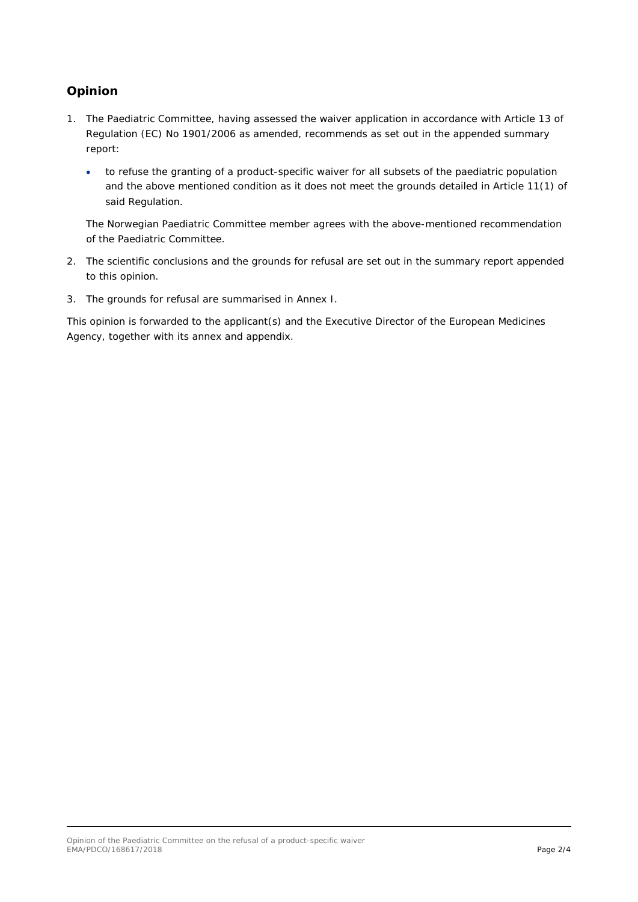## Opinion

1. The Paediatric Committee, having assessed the waiver application in accordance with Article 13 of Regulation (EC) No 1901/2006 as amended, recommends as set out in the appended summary report:

   - to refuse the granting of a product-specific waiver for all subsets of the paediatric population and the above mentioned condition as it does not meet the grounds detailed in Article 11(1) of said Regulation.

   The Norwegian Paediatric Committee member agrees with the above-mentioned recommendation of the Paediatric Committee.

2. The scientific conclusions and the grounds for refusal are set out in the summary report appended to this opinion.

3. The grounds for refusal are summarised in Annex I.

This opinion is forwarded to the applicant(s) and the Executive Director of the European Medicines Agency, together with its annex and appendix.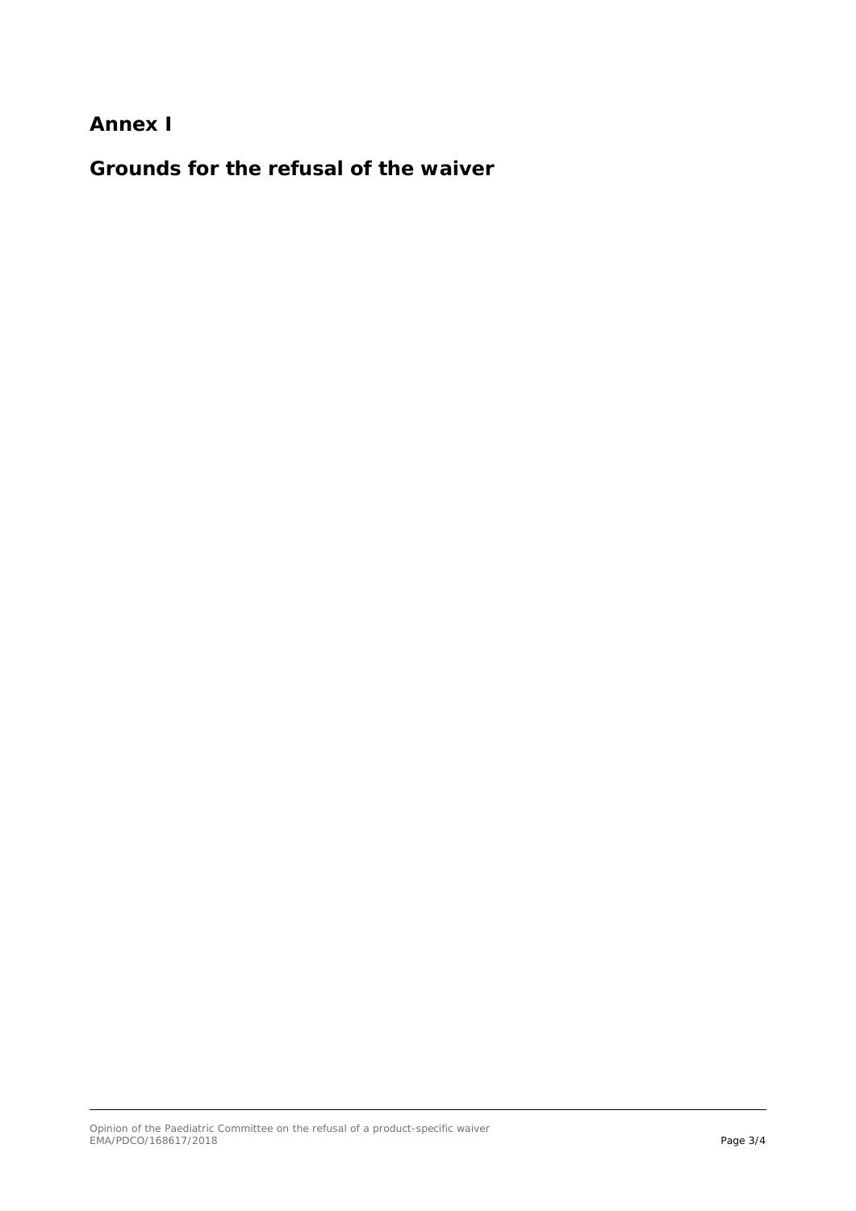# Annex I

## Grounds for the refusal of the waiver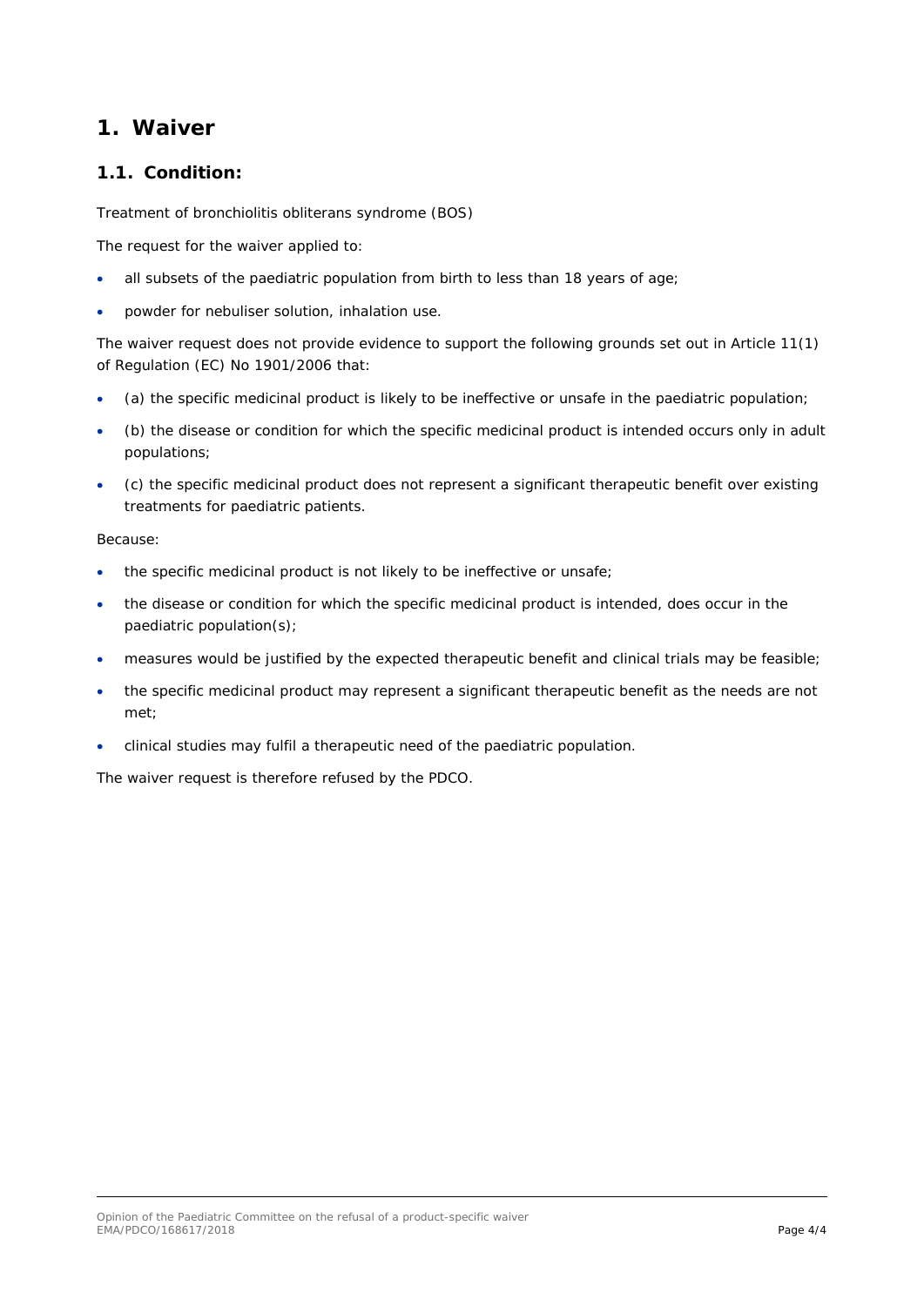# 1. Waiver

## 1.1. Condition:

Treatment of bronchiolitis obliterans syndrome (BOS)

The request for the waiver applied to:

- all subsets of the paediatric population from birth to less than 18 years of age;
- powder for nebuliser solution, inhalation use.

The waiver request does not provide evidence to support the following grounds set out in Article 11(1) of Regulation (EC) No 1901/2006 that:

- (a) the specific medicinal product is likely to be ineffective or unsafe in the paediatric population;
- (b) the disease or condition for which the specific medicinal product is intended occurs only in adult populations;
- (c) the specific medicinal product does not represent a significant therapeutic benefit over existing treatments for paediatric patients.

Because:

- the specific medicinal product is not likely to be ineffective or unsafe;
- the disease or condition for which the specific medicinal product is intended, does occur in the paediatric population(s);
- measures would be justified by the expected therapeutic benefit and clinical trials may be feasible;
- the specific medicinal product may represent a significant therapeutic benefit as the needs are not met;
- clinical studies may fulfil a therapeutic need of the paediatric population.

The waiver request is therefore refused by the PDCO.